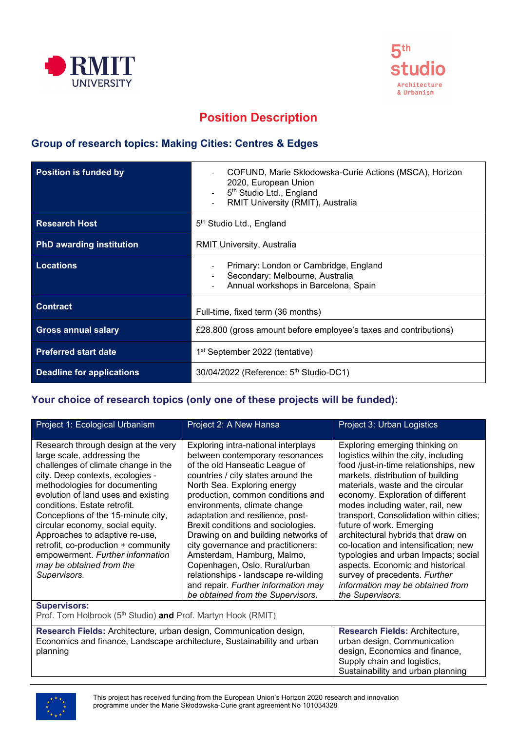RMIT UNIVERSITY

5th studio
Architecture & Urbanism

# Position Description

## Group of research topics: Making Cities: Centres & Edges

| Position is funded by | - COFUND, Marie Sklodowska-Curie Actions (MSCA), Horizon 2020, European Union<br>- 5th Studio Ltd., England<br>- RMIT University (RMIT), Australia |
|---|---|
| Research Host | 5th Studio Ltd., England |
| PhD awarding institution | RMIT University, Australia |
| Locations | - Primary: London or Cambridge, England<br>- Secondary: Melbourne, Australia<br>- Annual workshops in Barcelona, Spain |
| Contract | Full-time, fixed term (36 months) |
| Gross annual salary | £28.800 (gross amount before employee's taxes and contributions) |
| Preferred start date | 1st September 2022 (tentative) |
| Deadline for applications | 30/04/2022 (Reference: 5th Studio-DC1) |

## Your choice of research topics (only one of these projects will be funded):

| Project 1: Ecological Urbanism | Project 2: A New Hansa | Project 3: Urban Logistics |
|---|---|---|
| Research through design at the very large scale, addressing the challenges of climate change in the city. Deep contexts, ecologies - methodologies for documenting evolution of land uses and existing conditions. Estate retrofit. Conceptions of the 15-minute city, circular economy, social equity. Approaches to adaptive re-use, retrofit, co-production + community empowerment. *Further information may be obtained from the Supervisors.* | Exploring intra-national interplays between contemporary resonances of the old Hanseatic League of countries / city states around the North Sea. Exploring energy production, common conditions and environments, climate change adaptation and resilience, post-Brexit conditions and sociologies. Drawing on and building networks of city governance and practitioners: Amsterdam, Hamburg, Malmo, Copenhagen, Oslo. Rural/urban relationships - landscape re-wilding and repair. *Further information may be obtained from the Supervisors.* | Exploring emerging thinking on logistics within the city, including food /just-in-time relationships, new markets, distribution of building materials, waste and the circular economy. Exploration of different modes including water, rail, new transport, Consolidation within cities; future of work. Emerging architectural hybrids that draw on co-location and intensification; new typologies and urban Impacts; social aspects. Economic and historical survey of precedents. *Further information may be obtained from the Supervisors.* |
| **Supervisors:** Prof. Tom Holbrook (5th Studio) **and** Prof. Martyn Hook (RMIT) | | |
| **Research Fields:** Architecture, urban design, Communication design, Economics and finance, Landscape architecture, Sustainability and urban planning | | **Research Fields:** Architecture, urban design, Communication design, Economics and finance, Supply chain and logistics, Sustainability and urban planning |

This project has received funding from the European Union's Horizon 2020 research and innovation programme under the Marie Skłodowska-Curie grant agreement No 101034328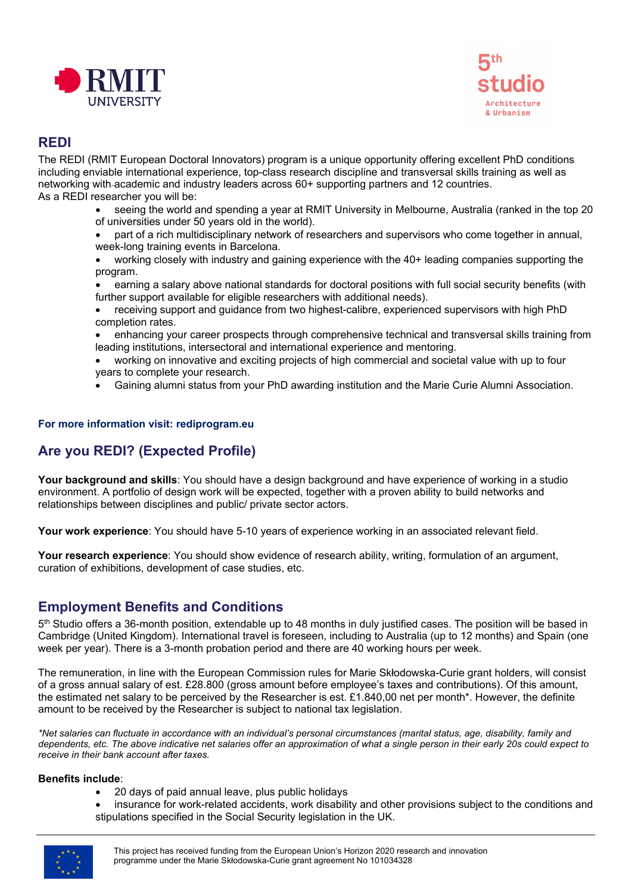## REDI

The REDI (RMIT European Doctoral Innovators) program is a unique opportunity offering excellent PhD conditions including enviable international experience, top-class research discipline and transversal skills training as well as networking with academic and industry leaders across 60+ supporting partners and 12 countries.

As a REDI researcher you will be:

- seeing the world and spending a year at RMIT University in Melbourne, Australia (ranked in the top 20 of universities under 50 years old in the world).
- part of a rich multidisciplinary network of researchers and supervisors who come together in annual, week-long training events in Barcelona.
- working closely with industry and gaining experience with the 40+ leading companies supporting the program.
- earning a salary above national standards for doctoral positions with full social security benefits (with further support available for eligible researchers with additional needs).
- receiving support and guidance from two highest-calibre, experienced supervisors with high PhD completion rates.
- enhancing your career prospects through comprehensive technical and transversal skills training from leading institutions, intersectoral and international experience and mentoring.
- working on innovative and exciting projects of high commercial and societal value with up to four years to complete your research.
- Gaining alumni status from your PhD awarding institution and the Marie Curie Alumni Association.

**For more information visit: rediprogram.eu**

## Are you REDI? (Expected Profile)

**Your background and skills**: You should have a design background and have experience of working in a studio environment. A portfolio of design work will be expected, together with a proven ability to build networks and relationships between disciplines and public/ private sector actors.

**Your work experience**: You should have 5-10 years of experience working in an associated relevant field.

**Your research experience**: You should show evidence of research ability, writing, formulation of an argument, curation of exhibitions, development of case studies, etc.

## Employment Benefits and Conditions

5th Studio offers a 36-month position, extendable up to 48 months in duly justified cases. The position will be based in Cambridge (United Kingdom). International travel is foreseen, including to Australia (up to 12 months) and Spain (one week per year). There is a 3-month probation period and there are 40 working hours per week.

The remuneration, in line with the European Commission rules for Marie Skłodowska-Curie grant holders, will consist of a gross annual salary of est. £28.800 (gross amount before employee's taxes and contributions). Of this amount, the estimated net salary to be perceived by the Researcher is est. £1.840,00 net per month*. However, the definite amount to be received by the Researcher is subject to national tax legislation.

*\*Net salaries can fluctuate in accordance with an individual's personal circumstances (marital status, age, disability, family and dependents, etc. The above indicative net salaries offer an approximation of what a single person in their early 20s could expect to receive in their bank account after taxes.*

**Benefits include**:

- 20 days of paid annual leave, plus public holidays
- insurance for work-related accidents, work disability and other provisions subject to the conditions and stipulations specified in the Social Security legislation in the UK.

This project has received funding from the European Union's Horizon 2020 research and innovation programme under the Marie Skłodowska-Curie grant agreement No 101034328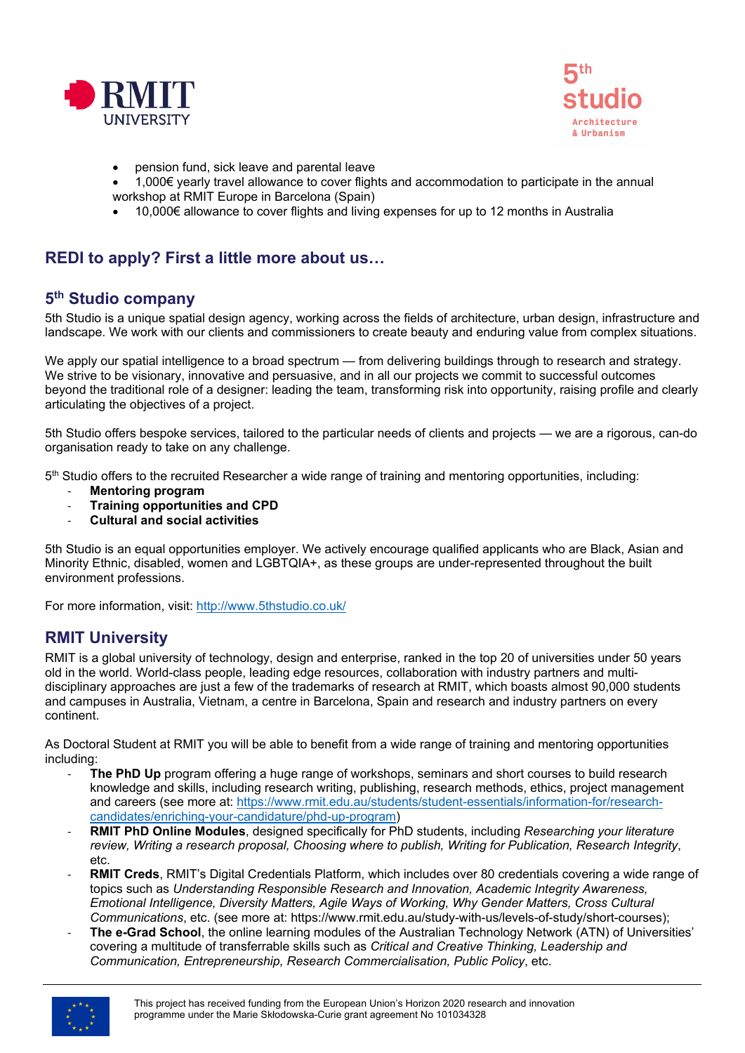- pension fund, sick leave and parental leave
- 1,000€ yearly travel allowance to cover flights and accommodation to participate in the annual workshop at RMIT Europe in Barcelona (Spain)
- 10,000€ allowance to cover flights and living expenses for up to 12 months in Australia

## REDI to apply? First a little more about us…

### 5th Studio company

5th Studio is a unique spatial design agency, working across the fields of architecture, urban design, infrastructure and landscape. We work with our clients and commissioners to create beauty and enduring value from complex situations.

We apply our spatial intelligence to a broad spectrum — from delivering buildings through to research and strategy. We strive to be visionary, innovative and persuasive, and in all our projects we commit to successful outcomes beyond the traditional role of a designer: leading the team, transforming risk into opportunity, raising profile and clearly articulating the objectives of a project.

5th Studio offers bespoke services, tailored to the particular needs of clients and projects — we are a rigorous, can-do organisation ready to take on any challenge.

5th Studio offers to the recruited Researcher a wide range of training and mentoring opportunities, including:

- **Mentoring program**
- **Training opportunities and CPD**
- **Cultural and social activities**

5th Studio is an equal opportunities employer. We actively encourage qualified applicants who are Black, Asian and Minority Ethnic, disabled, women and LGBTQIA+, as these groups are under-represented throughout the built environment professions.

For more information, visit: http://www.5thstudio.co.uk/

### RMIT University

RMIT is a global university of technology, design and enterprise, ranked in the top 20 of universities under 50 years old in the world. World-class people, leading edge resources, collaboration with industry partners and multi-disciplinary approaches are just a few of the trademarks of research at RMIT, which boasts almost 90,000 students and campuses in Australia, Vietnam, a centre in Barcelona, Spain and research and industry partners on every continent.

As Doctoral Student at RMIT you will be able to benefit from a wide range of training and mentoring opportunities including:

- **The PhD Up** program offering a huge range of workshops, seminars and short courses to build research knowledge and skills, including research writing, publishing, research methods, ethics, project management and careers (see more at: https://www.rmit.edu.au/students/student-essentials/information-for/research-candidates/enriching-your-candidature/phd-up-program)
- **RMIT PhD Online Modules**, designed specifically for PhD students, including *Researching your literature review, Writing a research proposal, Choosing where to publish, Writing for Publication, Research Integrity*, etc.
- **RMIT Creds**, RMIT's Digital Credentials Platform, which includes over 80 credentials covering a wide range of topics such as *Understanding Responsible Research and Innovation, Academic Integrity Awareness, Emotional Intelligence, Diversity Matters, Agile Ways of Working, Why Gender Matters, Cross Cultural Communications*, etc. (see more at: https://www.rmit.edu.au/study-with-us/levels-of-study/short-courses);
- **The e-Grad School**, the online learning modules of the Australian Technology Network (ATN) of Universities' covering a multitude of transferrable skills such as *Critical and Creative Thinking, Leadership and Communication, Entrepreneurship, Research Commercialisation, Public Policy*, etc.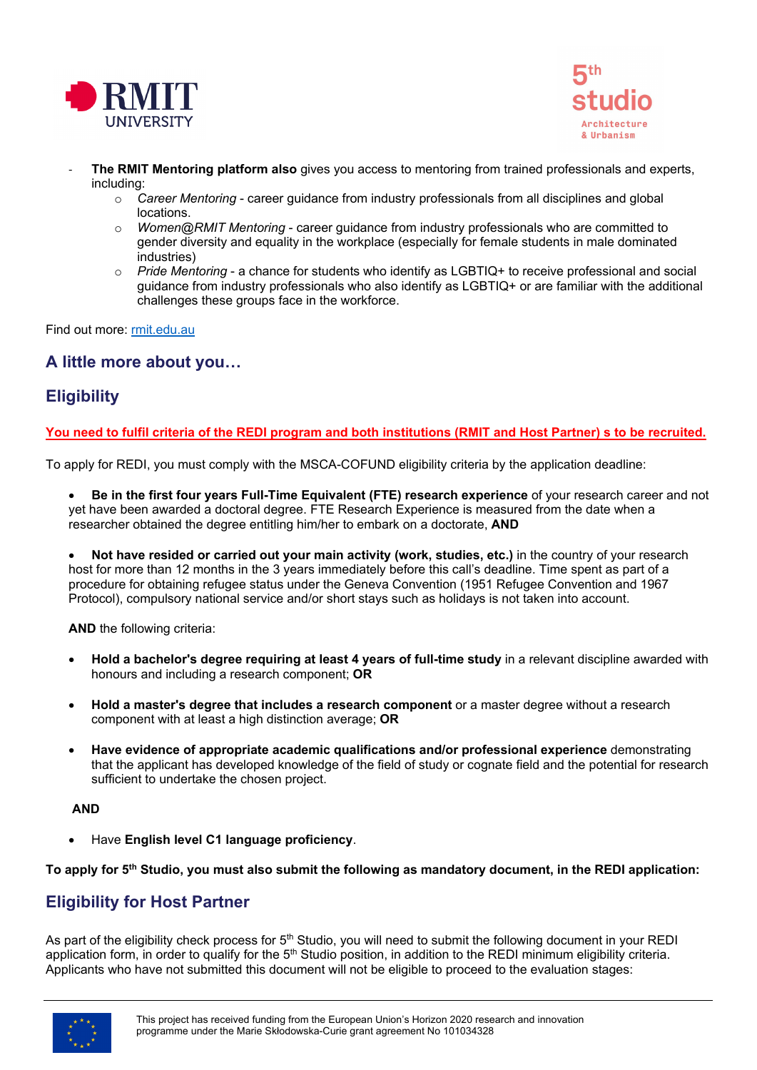- **The RMIT Mentoring platform also** gives you access to mentoring from trained professionals and experts, including:
  - *Career Mentoring* - career guidance from industry professionals from all disciplines and global locations.
  - *Women@RMIT Mentoring* - career guidance from industry professionals who are committed to gender diversity and equality in the workplace (especially for female students in male dominated industries)
  - *Pride Mentoring* - a chance for students who identify as LGBTIQ+ to receive professional and social guidance from industry professionals who also identify as LGBTIQ+ or are familiar with the additional challenges these groups face in the workforce.

Find out more: rmit.edu.au

## A little more about you…

## Eligibility

**You need to fulfil criteria of the REDI program and both institutions (RMIT and Host Partner) s to be recruited.**

To apply for REDI, you must comply with the MSCA-COFUND eligibility criteria by the application deadline:

- **Be in the first four years Full-Time Equivalent (FTE) research experience** of your research career and not yet have been awarded a doctoral degree. FTE Research Experience is measured from the date when a researcher obtained the degree entitling him/her to embark on a doctorate, **AND**

- **Not have resided or carried out your main activity (work, studies, etc.)** in the country of your research host for more than 12 months in the 3 years immediately before this call's deadline. Time spent as part of a procedure for obtaining refugee status under the Geneva Convention (1951 Refugee Convention and 1967 Protocol), compulsory national service and/or short stays such as holidays is not taken into account.

**AND** the following criteria:

- **Hold a bachelor's degree requiring at least 4 years of full-time study** in a relevant discipline awarded with honours and including a research component; **OR**

- **Hold a master's degree that includes a research component** or a master degree without a research component with at least a high distinction average; **OR**

- **Have evidence of appropriate academic qualifications and/or professional experience** demonstrating that the applicant has developed knowledge of the field of study or cognate field and the potential for research sufficient to undertake the chosen project.

**AND**

- Have **English level C1 language proficiency**.

**To apply for 5th Studio, you must also submit the following as mandatory document, in the REDI application:**

## Eligibility for Host Partner

As part of the eligibility check process for 5th Studio, you will need to submit the following document in your REDI application form, in order to qualify for the 5th Studio position, in addition to the REDI minimum eligibility criteria. Applicants who have not submitted this document will not be eligible to proceed to the evaluation stages:

This project has received funding from the European Union's Horizon 2020 research and innovation programme under the Marie Skłodowska-Curie grant agreement No 101034328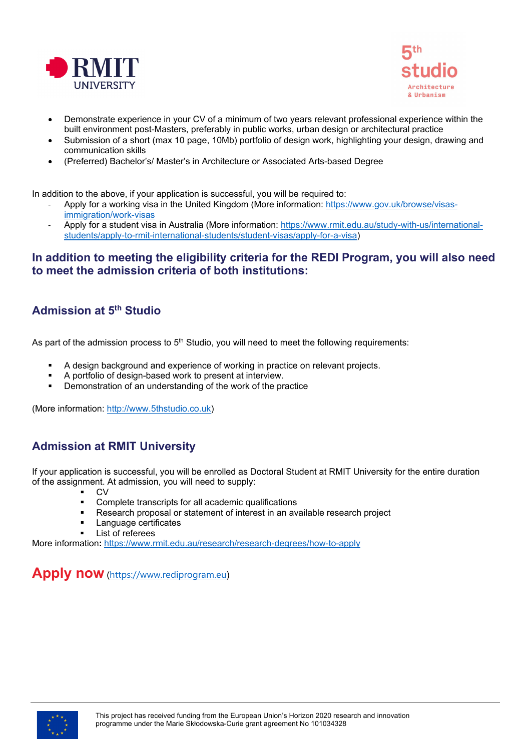- Demonstrate experience in your CV of a minimum of two years relevant professional experience within the built environment post-Masters, preferably in public works, urban design or architectural practice
- Submission of a short (max 10 page, 10Mb) portfolio of design work, highlighting your design, drawing and communication skills
- (Preferred) Bachelor's/ Master's in Architecture or Associated Arts-based Degree

In addition to the above, if your application is successful, you will be required to:

- Apply for a working visa in the United Kingdom (More information: https://www.gov.uk/browse/visas-immigration/work-visas
- Apply for a student visa in Australia (More information: https://www.rmit.edu.au/study-with-us/international-students/apply-to-rmit-international-students/student-visas/apply-for-a-visa)

## In addition to meeting the eligibility criteria for the REDI Program, you will also need to meet the admission criteria of both institutions:

### Admission at 5th Studio

As part of the admission process to 5th Studio, you will need to meet the following requirements:

- A design background and experience of working in practice on relevant projects.
- A portfolio of design-based work to present at interview.
- Demonstration of an understanding of the work of the practice

(More information: http://www.5thstudio.co.uk)

### Admission at RMIT University

If your application is successful, you will be enrolled as Doctoral Student at RMIT University for the entire duration of the assignment. At admission, you will need to supply:

- CV
- Complete transcripts for all academic qualifications
- Research proposal or statement of interest in an available research project
- Language certificates
- List of referees

More information**:** https://www.rmit.edu.au/research/research-degrees/how-to-apply

## Apply now (https://www.rediprogram.eu)

This project has received funding from the European Union's Horizon 2020 research and innovation programme under the Marie Skłodowska-Curie grant agreement No 101034328